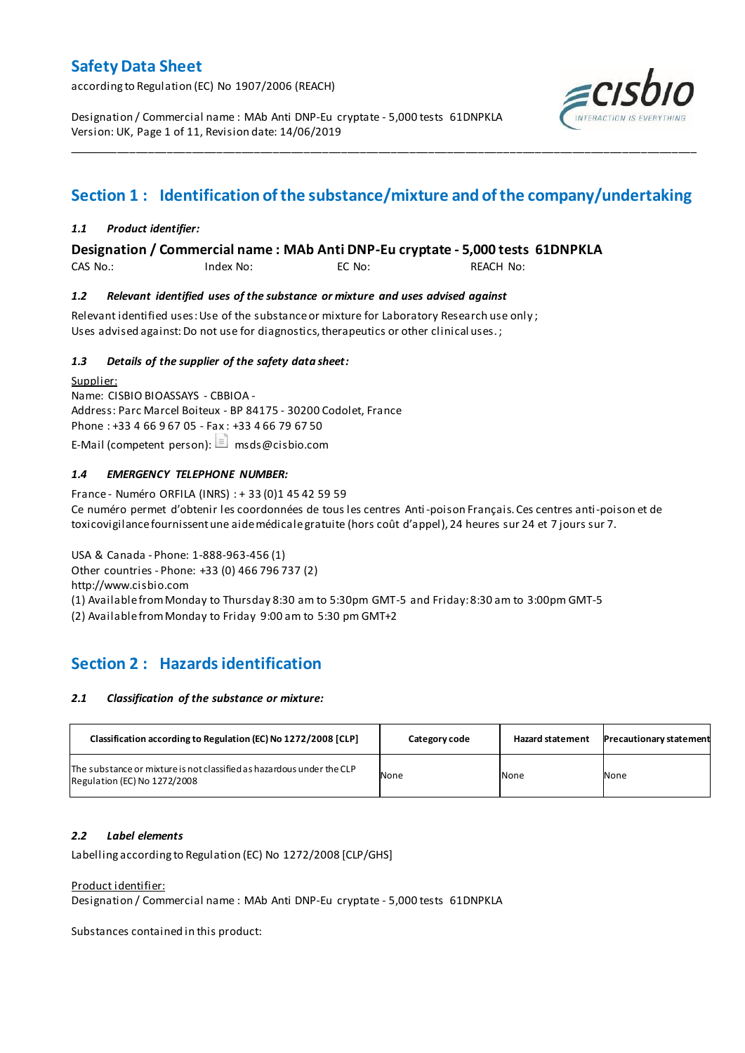# Safety Data Sheet

according to Regulation (EC) No 1907/2006 (REACH)

Designation / Commercial name : MAb Anti DNP-Eu cryptate - 5,000 tests 61DNPKLA
Version: UK, Page 1 of 11, Revision date: 14/06/2019

## Section 1 : Identification of the substance/mixture and of the company/undertaking

### *1.1 Product identifier:*

**Designation / Commercial name : MAb Anti DNP-Eu cryptate - 5,000 tests 61DNPKLA**

CAS No.: Index No: EC No: REACH No:

### *1.2 Relevant identified uses of the substance or mixture and uses advised against*

Relevant identified uses: Use of the substance or mixture for Laboratory Research use only ;
Uses advised against: Do not use for diagnostics, therapeutics or other clinical uses. ;

### *1.3 Details of the supplier of the safety data sheet:*

Supplier:
Name: CISBIO BIOASSAYS - CBBIOA -
Address: Parc Marcel Boiteux - BP 84175 - 30200 Codolet, France
Phone : +33 4 66 9 67 05 - Fax : +33 4 66 79 67 50
E-Mail (competent person): msds@cisbio.com

### *1.4 EMERGENCY TELEPHONE NUMBER:*

France - Numéro ORFILA (INRS) : + 33 (0)1 45 42 59 59
Ce numéro permet d'obtenir les coordonnées de tous les centres Anti-poison Français. Ces centres anti-poison et de toxicovigilance fournissent une aide médicale gratuite (hors coût d'appel), 24 heures sur 24 et 7 jours sur 7.

USA & Canada - Phone: 1-888-963-456 (1)
Other countries - Phone: +33 (0) 466 796 737 (2)
http://www.cisbio.com
(1) Available from Monday to Thursday 8:30 am to 5:30pm GMT-5 and Friday: 8:30 am to 3:00pm GMT-5
(2) Available from Monday to Friday 9:00 am to 5:30 pm GMT+2

## Section 2 : Hazards identification

### *2.1 Classification of the substance or mixture:*

| Classification according to Regulation (EC) No 1272/2008 [CLP] | Category code | Hazard statement | Precautionary statement |
|---|---|---|---|
| The substance or mixture is not classified as hazardous under the CLP Regulation (EC) No 1272/2008 | None | None | None |

### *2.2 Label elements*

Labelling according to Regulation (EC) No 1272/2008 [CLP/GHS]

Product identifier:
Designation / Commercial name : MAb Anti DNP-Eu cryptate - 5,000 tests 61DNPKLA

Substances contained in this product: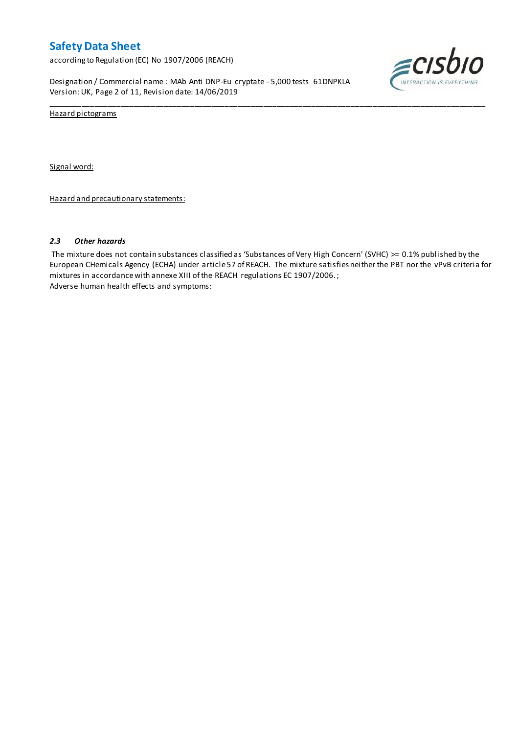Hazard pictograms

Signal word:

Hazard and precautionary statements:

### *2.3 Other hazards*

The mixture does not contain substances classified as 'Substances of Very High Concern' (SVHC) >= 0.1% published by the European CHemicals Agency (ECHA) under article 57 of REACH. The mixture satisfies neither the PBT nor the vPvB criteria for mixtures in accordance with annexe XIII of the REACH regulations EC 1907/2006. ;

Adverse human health effects and symptoms: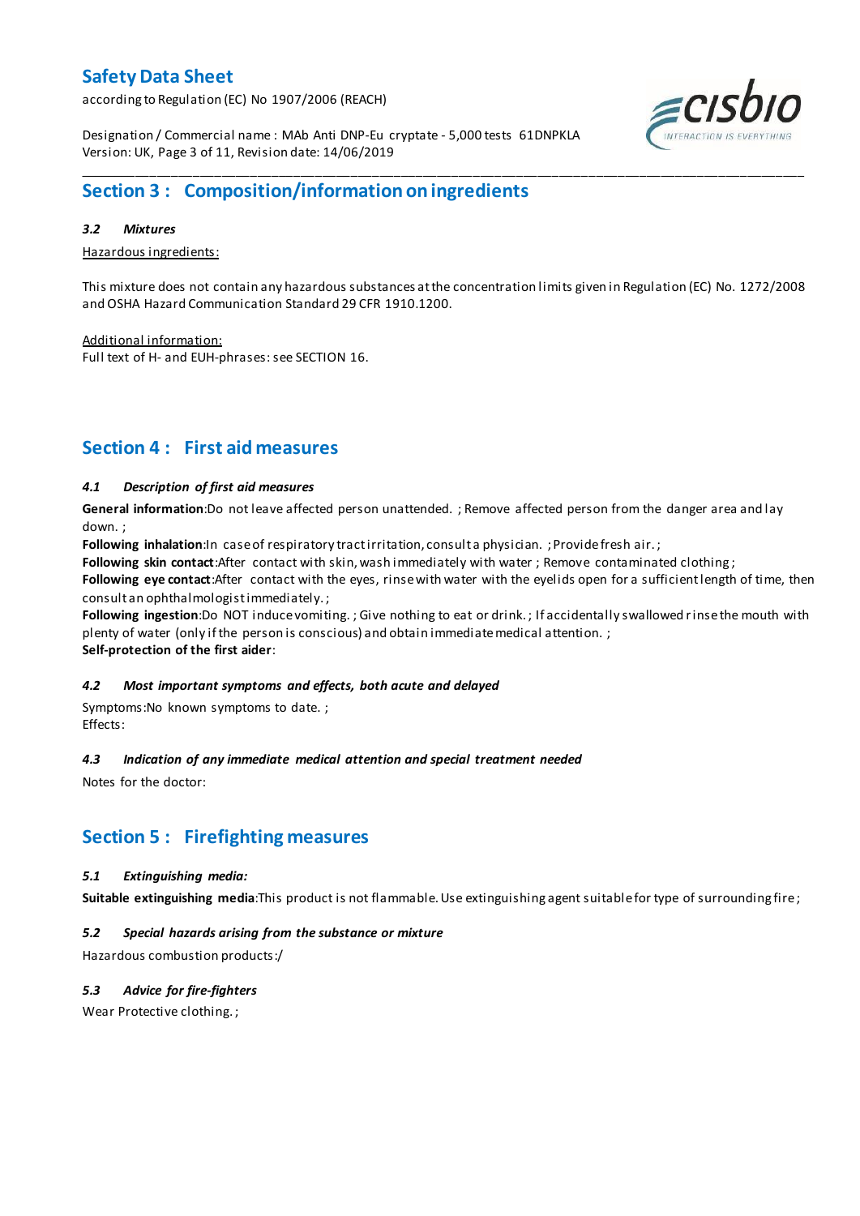## Section 3 : Composition/information on ingredients

### *3.2 Mixtures*

Hazardous ingredients:

This mixture does not contain any hazardous substances at the concentration limits given in Regulation (EC) No. 1272/2008 and OSHA Hazard Communication Standard 29 CFR 1910.1200.

Additional information:
Full text of H- and EUH-phrases: see SECTION 16.

## Section 4 : First aid measures

### *4.1 Description of first aid measures*

**General information**:Do not leave affected person unattended. ; Remove affected person from the danger area and lay down. ;
**Following inhalation**:In case of respiratory tract irritation, consult a physician. ; Provide fresh air. ;
**Following skin contact**:After contact with skin, wash immediately with water ; Remove contaminated clothing ;
**Following eye contact**:After contact with the eyes, rinse with water with the eyelids open for a sufficient length of time, then consult an ophthalmologist immediately. ;
**Following ingestion**:Do NOT induce vomiting. ; Give nothing to eat or drink. ; If accidentally swallowed rinse the mouth with plenty of water (only if the person is conscious) and obtain immediate medical attention. ;
**Self-protection of the first aider**:

### *4.2 Most important symptoms and effects, both acute and delayed*

Symptoms:No known symptoms to date. ;
Effects:

### *4.3 Indication of any immediate medical attention and special treatment needed*

Notes for the doctor:

## Section 5 : Firefighting measures

### *5.1 Extinguishing media:*

**Suitable extinguishing media**:This product is not flammable. Use extinguishing agent suitable for type of surrounding fire ;

### *5.2 Special hazards arising from the substance or mixture*

Hazardous combustion products:/

### *5.3 Advice for fire-fighters*

Wear Protective clothing. ;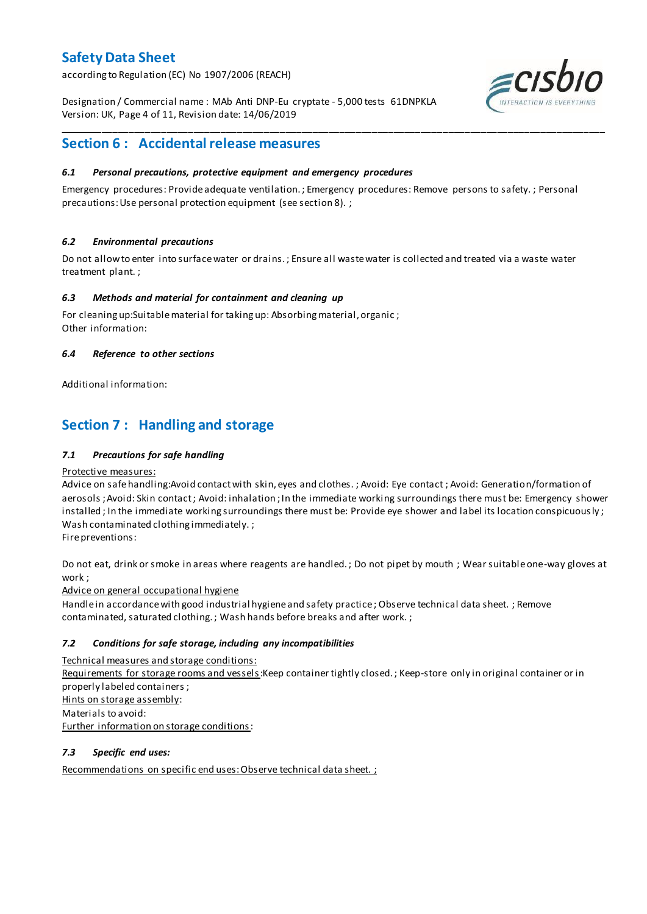## Section 6 : Accidental release measures

### *6.1 Personal precautions, protective equipment and emergency procedures*

Emergency procedures: Provide adequate ventilation. ; Emergency procedures: Remove persons to safety. ; Personal precautions: Use personal protection equipment (see section 8). ;

### *6.2 Environmental precautions*

Do not allow to enter into surface water or drains. ; Ensure all waste water is collected and treated via a waste water treatment plant. ;

### *6.3 Methods and material for containment and cleaning up*

For cleaning up:Suitable material for taking up: Absorbing material, organic ;
Other information:

### *6.4 Reference to other sections*

Additional information:

## Section 7 : Handling and storage

### *7.1 Precautions for safe handling*

Protective measures:
Advice on safe handling:Avoid contact with skin, eyes and clothes. ; Avoid: Eye contact ; Avoid: Generation/formation of aerosols ; Avoid: Skin contact ; Avoid: inhalation ; In the immediate working surroundings there must be: Emergency shower installed ; In the immediate working surroundings there must be: Provide eye shower and label its location conspicuously ; Wash contaminated clothing immediately. ;
Fire preventions:

Do not eat, drink or smoke in areas where reagents are handled. ; Do not pipet by mouth ; Wear suitable one-way gloves at work ;
Advice on general occupational hygiene
Handle in accordance with good industrial hygiene and safety practice ; Observe technical data sheet. ; Remove contaminated, saturated clothing. ; Wash hands before breaks and after work. ;

### *7.2 Conditions for safe storage, including any incompatibilities*

Technical measures and storage conditions:
Requirements for storage rooms and vessels:Keep container tightly closed. ; Keep-store only in original container or in properly labeled containers ;
Hints on storage assembly:
Materials to avoid:
Further information on storage conditions:

### *7.3 Specific end uses:*

Recommendations on specific end uses: Observe technical data sheet. ;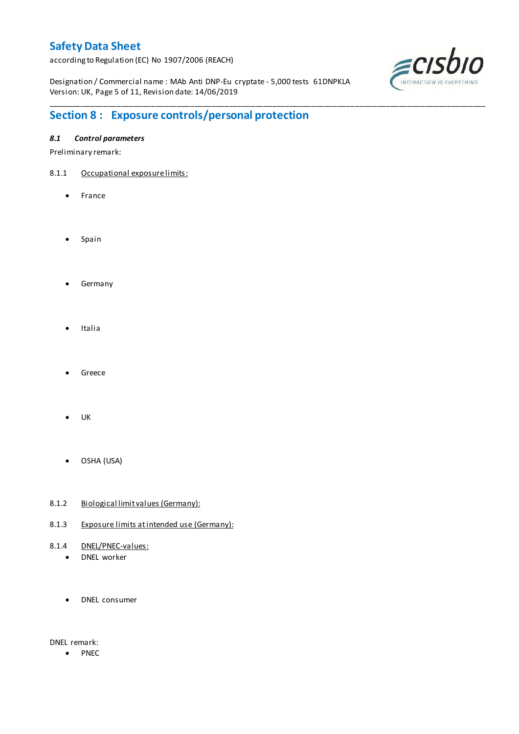## Section 8 : Exposure controls/personal protection

### *8.1 Control parameters*

Preliminary remark:

8.1.1 Occupational exposure limits:

- France
- Spain
- Germany
- Italia
- Greece
- UK
- OSHA (USA)

8.1.2 Biological limit values (Germany):

8.1.3 Exposure limits at intended use (Germany):

8.1.4 DNEL/PNEC-values:

- DNEL worker
- DNEL consumer

DNEL remark:

- PNEC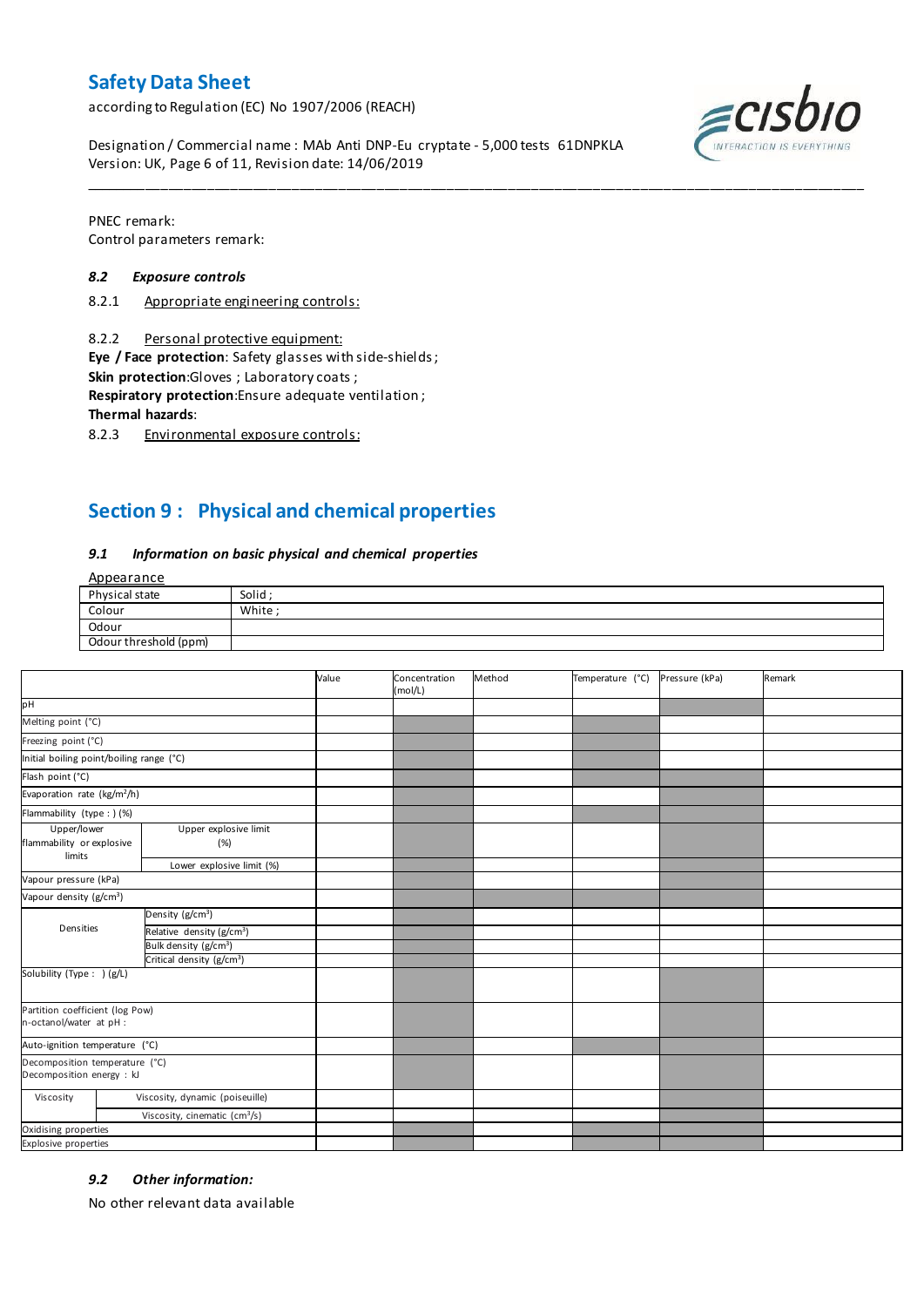PNEC remark:
Control parameters remark:

### 8.2 Exposure controls

8.2.1 Appropriate engineering controls:

8.2.2 Personal protective equipment:

**Eye / Face protection**: Safety glasses with side-shields ;
**Skin protection**:Gloves ; Laboratory coats ;
**Respiratory protection**:Ensure adequate ventilation ;
**Thermal hazards**:

8.2.3 Environmental exposure controls:

## Section 9 : Physical and chemical properties

### 9.1 Information on basic physical and chemical properties

Appearance

| Physical state | Solid ; |
|---|---|
| Colour | White ; |
| Odour | |
| Odour threshold (ppm) | |

| | | Value | Concentration (mol/L) | Method | Temperature (°C) | Pressure (kPa) | Remark |
|---|---|---|---|---|---|---|---|
| pH | | | | | | | |
| Melting point (°C) | | | | | | | |
| Freezing point (°C) | | | | | | | |
| Initial boiling point/boiling range (°C) | | | | | | | |
| Flash point (°C) | | | | | | | |
| Evaporation rate (kg/m²/h) | | | | | | | |
| Flammability (type : ) (%) | | | | | | | |
| Upper/lower flammability or explosive limits | Upper explosive limit (%) | | | | | | |
| | Lower explosive limit (%) | | | | | | |
| Vapour pressure (kPa) | | | | | | | |
| Vapour density (g/cm³) | | | | | | | |
| Densities | Density (g/cm³) | | | | | | |
| | Relative density (g/cm³) | | | | | | |
| | Bulk density (g/cm³) | | | | | | |
| | Critical density (g/cm³) | | | | | | |
| Solubility (Type : ) (g/L) | | | | | | | |
| Partition coefficient (log Pow) n-octanol/water at pH : | | | | | | | |
| Auto-ignition temperature (°C) | | | | | | | |
| Decomposition temperature (°C) Decomposition energy : kJ | | | | | | | |
| Viscosity | Viscosity, dynamic (poiseuille) | | | | | | |
| | Viscosity, cinematic (cm³/s) | | | | | | |
| Oxidising properties | | | | | | | |
| Explosive properties | | | | | | | |

### 9.2 Other information:

No other relevant data available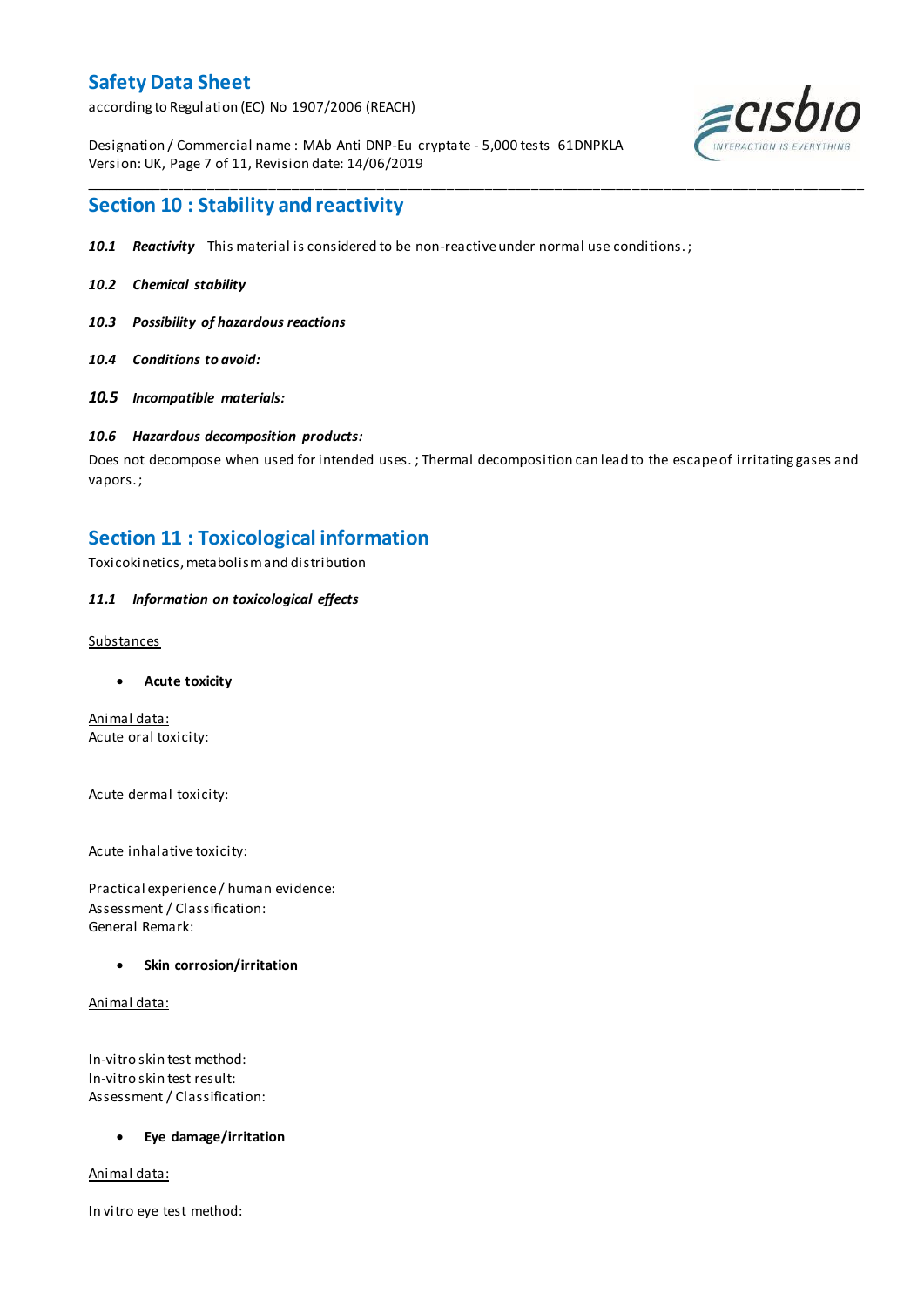## Section 10 : Stability and reactivity

***10.1 Reactivity*** This material is considered to be non-reactive under normal use conditions. ;

***10.2 Chemical stability***

***10.3 Possibility of hazardous reactions***

***10.4 Conditions to avoid:***

***10.5 Incompatible materials:***

***10.6 Hazardous decomposition products:***

Does not decompose when used for intended uses. ; Thermal decomposition can lead to the escape of irritating gases and vapors. ;

## Section 11 : Toxicological information

Toxicokinetics, metabolism and distribution

***11.1 Information on toxicological effects***

Substances

- **Acute toxicity**

Animal data:
Acute oral toxicity:

Acute dermal toxicity:

Acute inhalative toxicity:

Practical experience / human evidence:
Assessment / Classification:
General Remark:

- **Skin corrosion/irritation**

Animal data:

In-vitro skin test method:
In-vitro skin test result:
Assessment / Classification:

- **Eye damage/irritation**

Animal data:

In vitro eye test method: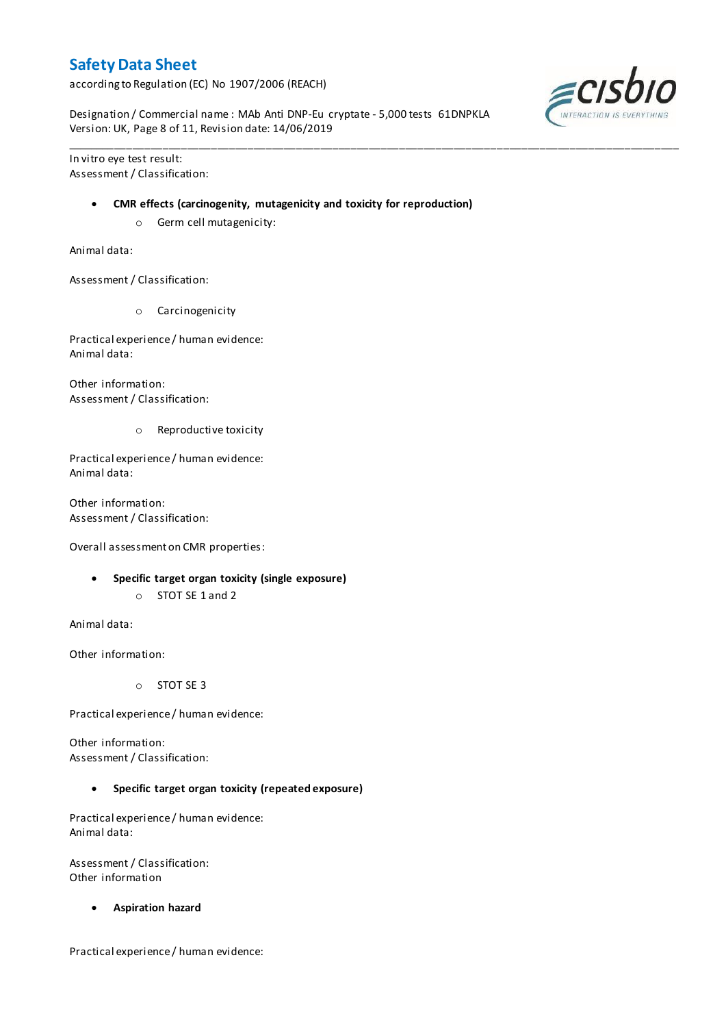In vitro eye test result:
Assessment / Classification:

- **CMR effects (carcinogenity, mutagenicity and toxicity for reproduction)**
  - Germ cell mutagenicity:

Animal data:

Assessment / Classification:

  - Carcinogenicity

Practical experience / human evidence:
Animal data:

Other information:
Assessment / Classification:

  - Reproductive toxicity

Practical experience / human evidence:
Animal data:

Other information:
Assessment / Classification:

Overall assessment on CMR properties:

- **Specific target organ toxicity (single exposure)**
  - STOT SE 1 and 2

Animal data:

Other information:

  - STOT SE 3

Practical experience / human evidence:

Other information:
Assessment / Classification:

- **Specific target organ toxicity (repeated exposure)**

Practical experience / human evidence:
Animal data:

Assessment / Classification:
Other information

- **Aspiration hazard**

Practical experience / human evidence: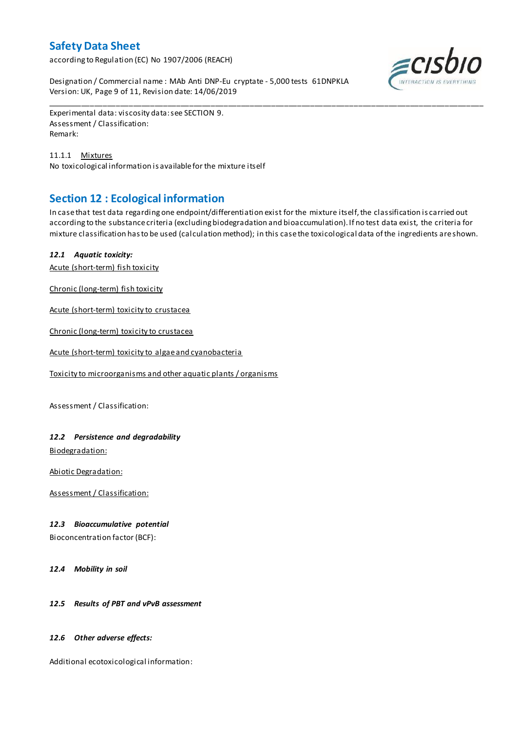Experimental data: viscosity data: see SECTION 9.
Assessment / Classification:
Remark:

11.1.1 Mixtures
No toxicological information is available for the mixture itself

## Section 12 : Ecological information

In case that test data regarding one endpoint/differentiation exist for the mixture itself, the classification is carried out according to the substance criteria (excluding biodegradation and bioaccumulation). If no test data exist, the criteria for mixture classification has to be used (calculation method); in this case the toxicological data of the ingredients are shown.

### *12.1 Aquatic toxicity:*

Acute (short-term) fish toxicity

Chronic (long-term) fish toxicity

Acute (short-term) toxicity to crustacea

Chronic (long-term) toxicity to crustacea

Acute (short-term) toxicity to algae and cyanobacteria

Toxicity to microorganisms and other aquatic plants / organisms

Assessment / Classification:

### *12.2 Persistence and degradability*

Biodegradation:

Abiotic Degradation:

Assessment / Classification:

### *12.3 Bioaccumulative potential*

Bioconcentration factor (BCF):

### *12.4 Mobility in soil*

### *12.5 Results of PBT and vPvB assessment*

### *12.6 Other adverse effects:*

Additional ecotoxicological information: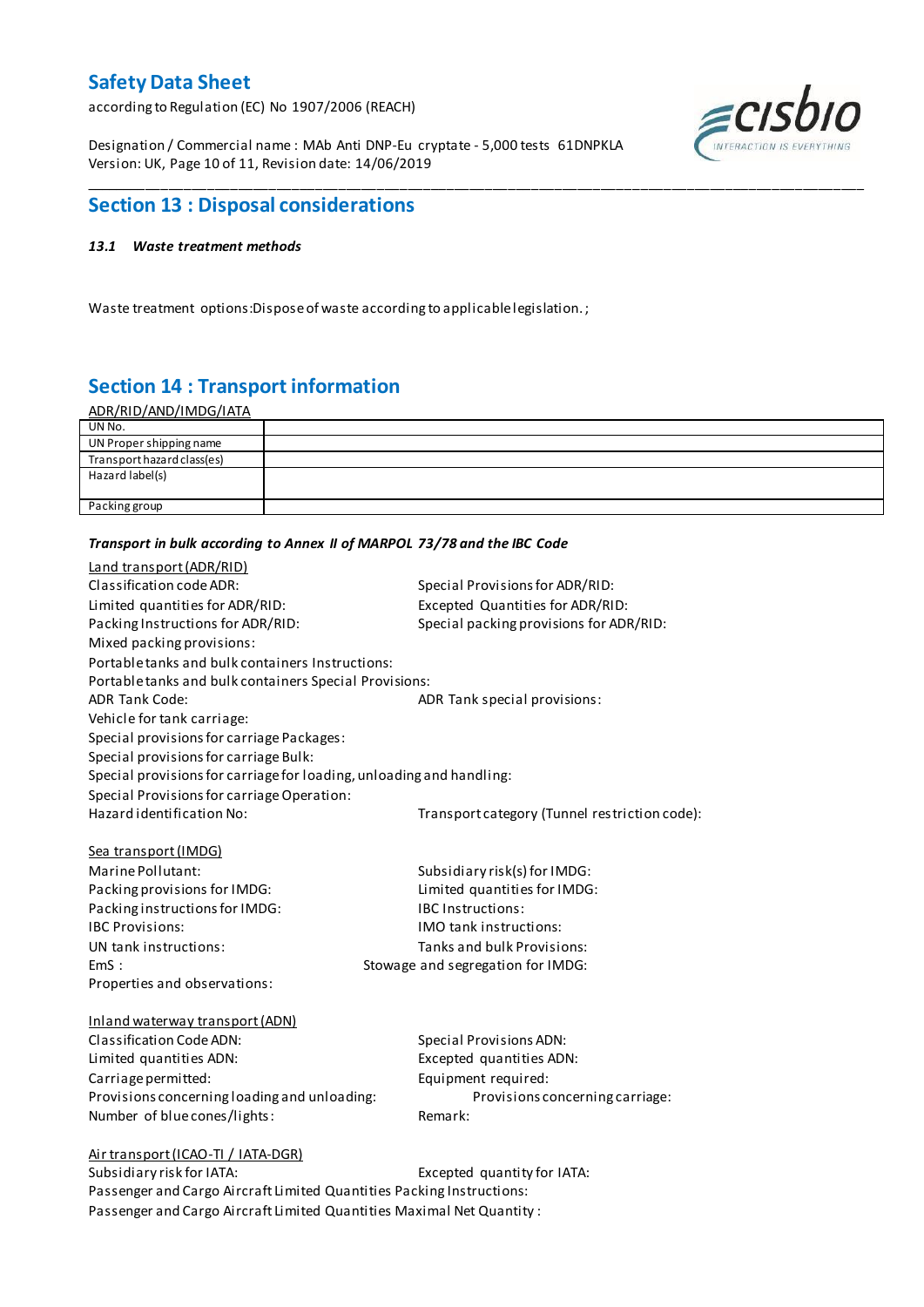## Section 13 : Disposal considerations

***13.1 Waste treatment methods***

Waste treatment options:Dispose of waste according to applicable legislation. ;

## Section 14 : Transport information

ADR/RID/AND/IMDG/IATA

| UN No. | |
|---|---|
| UN Proper shipping name | |
| Transport hazard class(es) | |
| Hazard label(s) | |
| Packing group | |

***Transport in bulk according to Annex II of MARPOL 73/78 and the IBC Code***

Land transport (ADR/RID)

Classification code ADR:
Special Provisions for ADR/RID:
Limited quantities for ADR/RID:
Excepted Quantities for ADR/RID:
Packing Instructions for ADR/RID:
Special packing provisions for ADR/RID:
Mixed packing provisions:
Portable tanks and bulk containers Instructions:
Portable tanks and bulk containers Special Provisions:
ADR Tank Code:
ADR Tank special provisions:
Vehicle for tank carriage:
Special provisions for carriage Packages:
Special provisions for carriage Bulk:
Special provisions for carriage for loading, unloading and handling:
Special Provisions for carriage Operation:
Hazard identification No:
Transport category (Tunnel restriction code):

Sea transport (IMDG)

Marine Pollutant:
Subsidiary risk(s) for IMDG:
Packing provisions for IMDG:
Limited quantities for IMDG:
Packing instructions for IMDG:
IBC Instructions:
IBC Provisions:
IMO tank instructions:
UN tank instructions:
Tanks and bulk Provisions:
EmS :
Stowage and segregation for IMDG:
Properties and observations:

Inland waterway transport (ADN)

Classification Code ADN:
Special Provisions ADN:
Limited quantities ADN:
Excepted quantities ADN:
Carriage permitted:
Equipment required:
Provisions concerning loading and unloading:
Provisions concerning carriage:
Number of blue cones/lights:
Remark:

Air transport (ICAO-TI / IATA-DGR)

Subsidiary risk for IATA:
Excepted quantity for IATA:
Passenger and Cargo Aircraft Limited Quantities Packing Instructions:
Passenger and Cargo Aircraft Limited Quantities Maximal Net Quantity :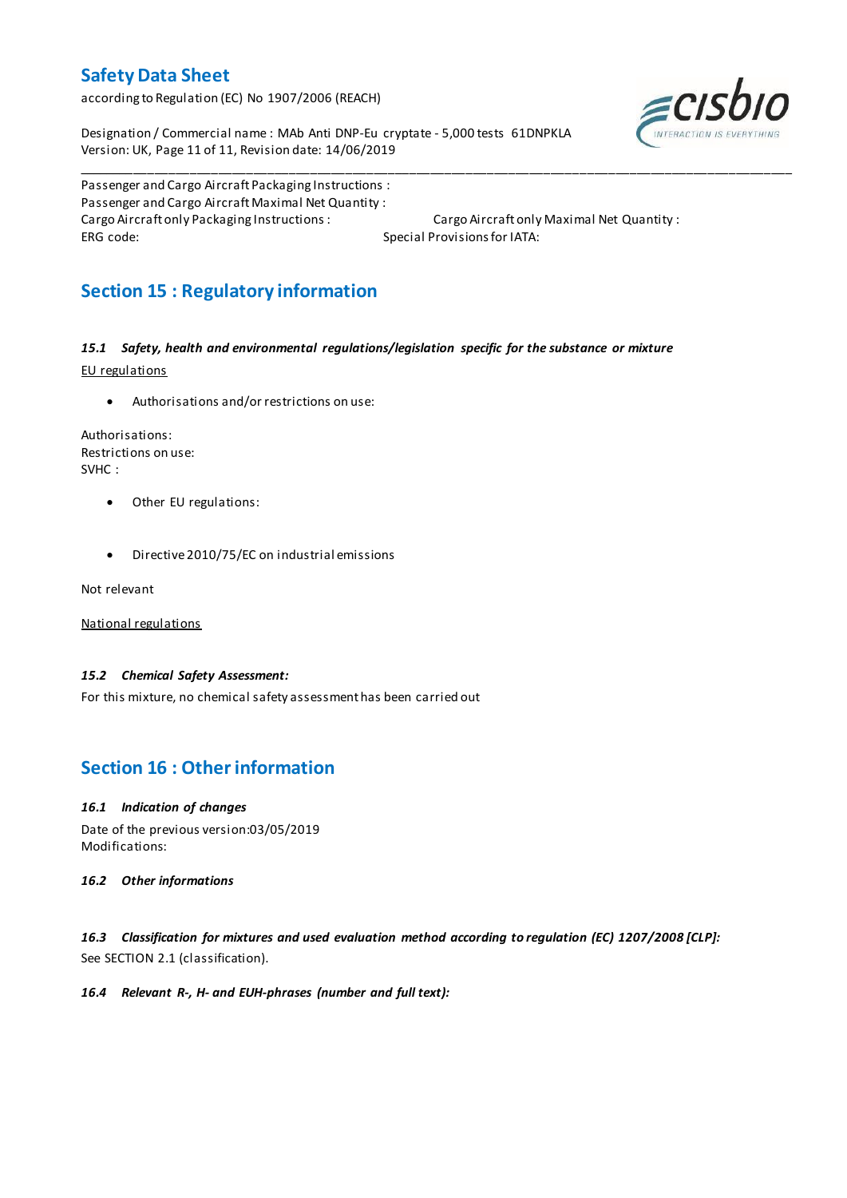Passenger and Cargo Aircraft Packaging Instructions :
Passenger and Cargo Aircraft Maximal Net Quantity :
Cargo Aircraft only Packaging Instructions : Cargo Aircraft only Maximal Net Quantity :
ERG code: Special Provisions for IATA:

## Section 15 : Regulatory information

### *15.1 Safety, health and environmental regulations/legislation specific for the substance or mixture*

EU regulations

- Authorisations and/or restrictions on use:

Authorisations:
Restrictions on use:
SVHC :

- Other EU regulations:

- Directive 2010/75/EC on industrial emissions

Not relevant

National regulations

### *15.2 Chemical Safety Assessment:*

For this mixture, no chemical safety assessment has been carried out

## Section 16 : Other information

### *16.1 Indication of changes*

Date of the previous version:03/05/2019
Modifications:

### *16.2 Other informations*

### *16.3 Classification for mixtures and used evaluation method according to regulation (EC) 1207/2008 [CLP]:*

See SECTION 2.1 (classification).

### *16.4 Relevant R-, H- and EUH-phrases (number and full text):*